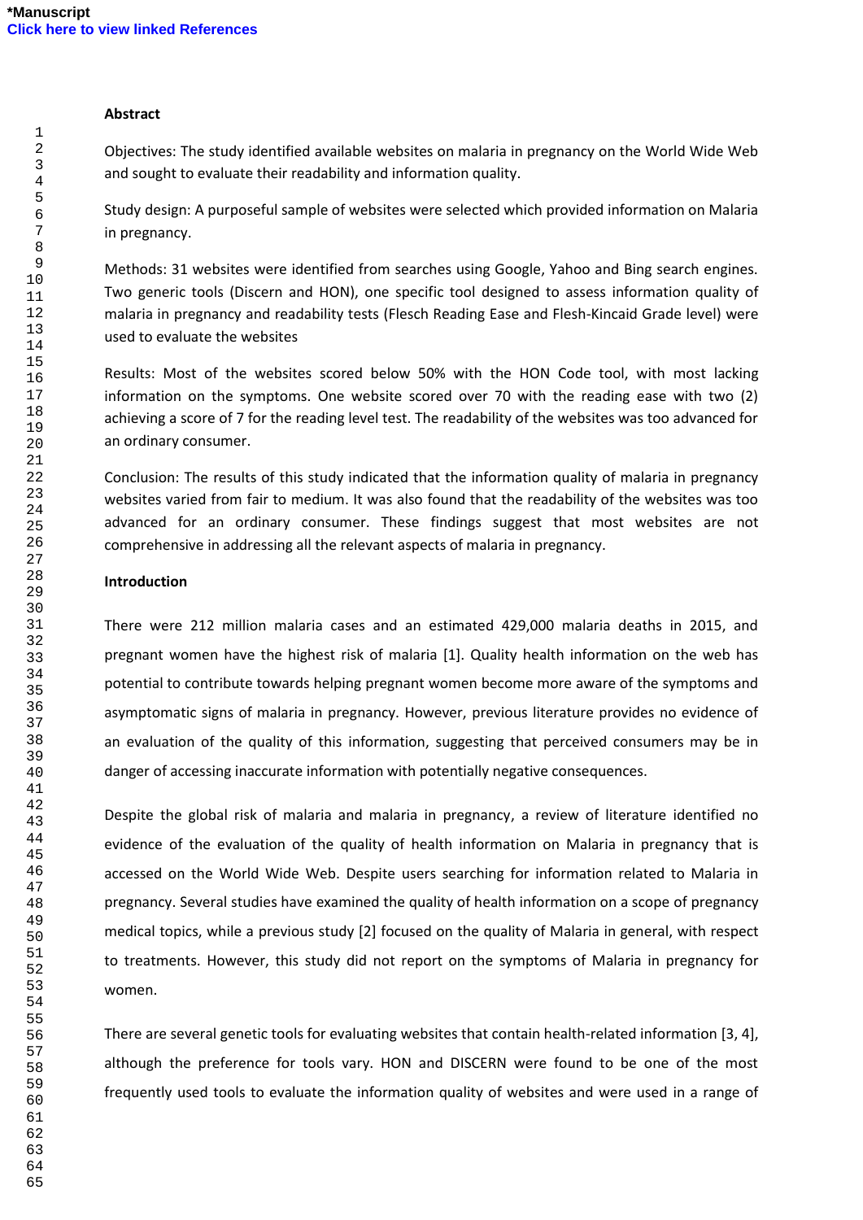## Abstract

Objectives: The study identified available websites on malaria in pregnancy on the World Wide Web and sought to evaluate their readability and information quality.

Study design: A purposeful sample of websites were selected which provided information on Malaria in pregnancy.

Methods: 31 websites were identified from searches using Google, Yahoo and Bing search engines. Two generic tools (Discern and HON), one specific tool designed to assess information quality of malaria in pregnancy and readability tests (Flesch Reading Ease and Flesh-Kincaid Grade level) were used to evaluate the websites

Results: Most of the websites scored below 50% with the HON Code tool, with most lacking information on the symptoms. One website scored over 70 with the reading ease with two (2) achieving a score of 7 for the reading level test. The readability of the websites was too advanced for an ordinary consumer.

Conclusion: The results of this study indicated that the information quality of malaria in pregnancy websites varied from fair to medium. It was also found that the readability of the websites was too advanced for an ordinary consumer. These findings suggest that most websites are not comprehensive in addressing all the relevant aspects of malaria in pregnancy.

## Introduction

There were 212 million malaria cases and an estimated 429,000 malaria deaths in 2015, and pregnant women have the highest risk of malaria [1]. Quality health information on the web has potential to contribute towards helping pregnant women become more aware of the symptoms and asymptomatic signs of malaria in pregnancy. However, previous literature provides no evidence of an evaluation of the quality of this information, suggesting that perceived consumers may be in danger of accessing inaccurate information with potentially negative consequences.

Despite the global risk of malaria and malaria in pregnancy, a review of literature identified no evidence of the evaluation of the quality of health information on Malaria in pregnancy that is accessed on the World Wide Web. Despite users searching for information related to Malaria in pregnancy. Several studies have examined the quality of health information on a scope of pregnancy medical topics, while a previous study [2] focused on the quality of Malaria in general, with respect to treatments. However, this study did not report on the symptoms of Malaria in pregnancy for women.

There are several genetic tools for evaluating websites that contain health-related information [3, 4], although the preference for tools vary. HON and DISCERN were found to be one of the most frequently used tools to evaluate the information quality of websites and were used in a range of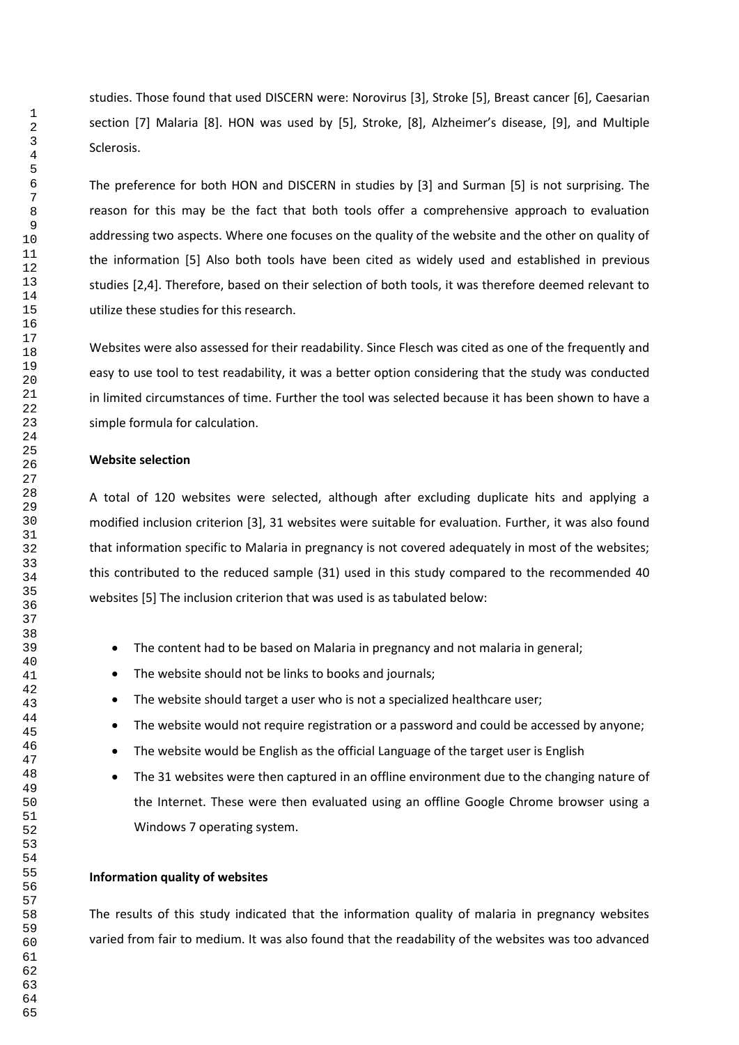studies. Those found that used DISCERN were: Norovirus [3], Stroke [5], Breast cancer [6], Caesarian section [7] Malaria [8]. HON was used by [5], Stroke, [8], Alzheimer's disease, [9], and Multiple Sclerosis.

The preference for both HON and DISCERN in studies by [3] and Surman [5] is not surprising. The reason for this may be the fact that both tools offer a comprehensive approach to evaluation addressing two aspects. Where one focuses on the quality of the website and the other on quality of the information [5] Also both tools have been cited as widely used and established in previous studies [2,4]. Therefore, based on their selection of both tools, it was therefore deemed relevant to utilize these studies for this research.

Websites were also assessed for their readability. Since Flesch was cited as one of the frequently and easy to use tool to test readability, it was a better option considering that the study was conducted in limited circumstances of time. Further the tool was selected because it has been shown to have a simple formula for calculation.

**Website selection**

A total of 120 websites were selected, although after excluding duplicate hits and applying a modified inclusion criterion [3], 31 websites were suitable for evaluation. Further, it was also found that information specific to Malaria in pregnancy is not covered adequately in most of the websites; this contributed to the reduced sample (31) used in this study compared to the recommended 40 websites [5] The inclusion criterion that was used is as tabulated below:

- The content had to be based on Malaria in pregnancy and not malaria in general;
- The website should not be links to books and journals;
- The website should target a user who is not a specialized healthcare user;
- The website would not require registration or a password and could be accessed by anyone;
- The website would be English as the official Language of the target user is English
- The 31 websites were then captured in an offline environment due to the changing nature of the Internet. These were then evaluated using an offline Google Chrome browser using a Windows 7 operating system.

**Information quality of websites**

The results of this study indicated that the information quality of malaria in pregnancy websites varied from fair to medium. It was also found that the readability of the websites was too advanced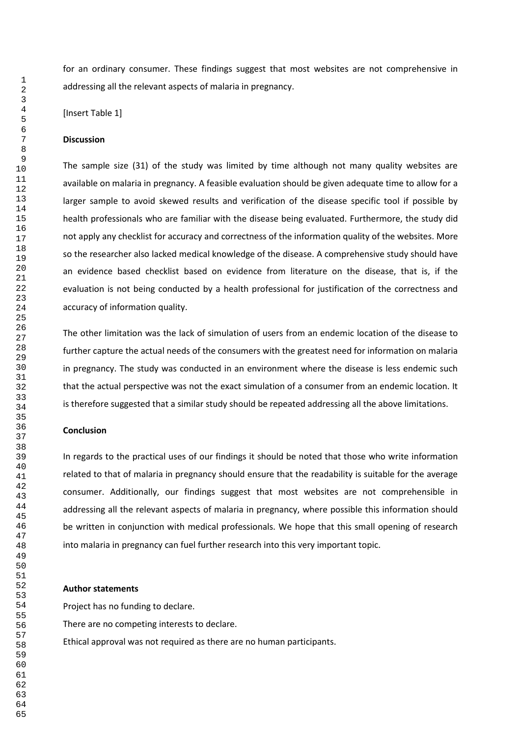for an ordinary consumer. These findings suggest that most websites are not comprehensive in addressing all the relevant aspects of malaria in pregnancy.

[Insert Table 1]

## Discussion

The sample size (31) of the study was limited by time although not many quality websites are available on malaria in pregnancy. A feasible evaluation should be given adequate time to allow for a larger sample to avoid skewed results and verification of the disease specific tool if possible by health professionals who are familiar with the disease being evaluated. Furthermore, the study did not apply any checklist for accuracy and correctness of the information quality of the websites. More so the researcher also lacked medical knowledge of the disease. A comprehensive study should have an evidence based checklist based on evidence from literature on the disease, that is, if the evaluation is not being conducted by a health professional for justification of the correctness and accuracy of information quality.

The other limitation was the lack of simulation of users from an endemic location of the disease to further capture the actual needs of the consumers with the greatest need for information on malaria in pregnancy. The study was conducted in an environment where the disease is less endemic such that the actual perspective was not the exact simulation of a consumer from an endemic location. It is therefore suggested that a similar study should be repeated addressing all the above limitations.

## Conclusion

In regards to the practical uses of our findings it should be noted that those who write information related to that of malaria in pregnancy should ensure that the readability is suitable for the average consumer. Additionally, our findings suggest that most websites are not comprehensible in addressing all the relevant aspects of malaria in pregnancy, where possible this information should be written in conjunction with medical professionals. We hope that this small opening of research into malaria in pregnancy can fuel further research into this very important topic.

## Author statements

Project has no funding to declare.

There are no competing interests to declare.

Ethical approval was not required as there are no human participants.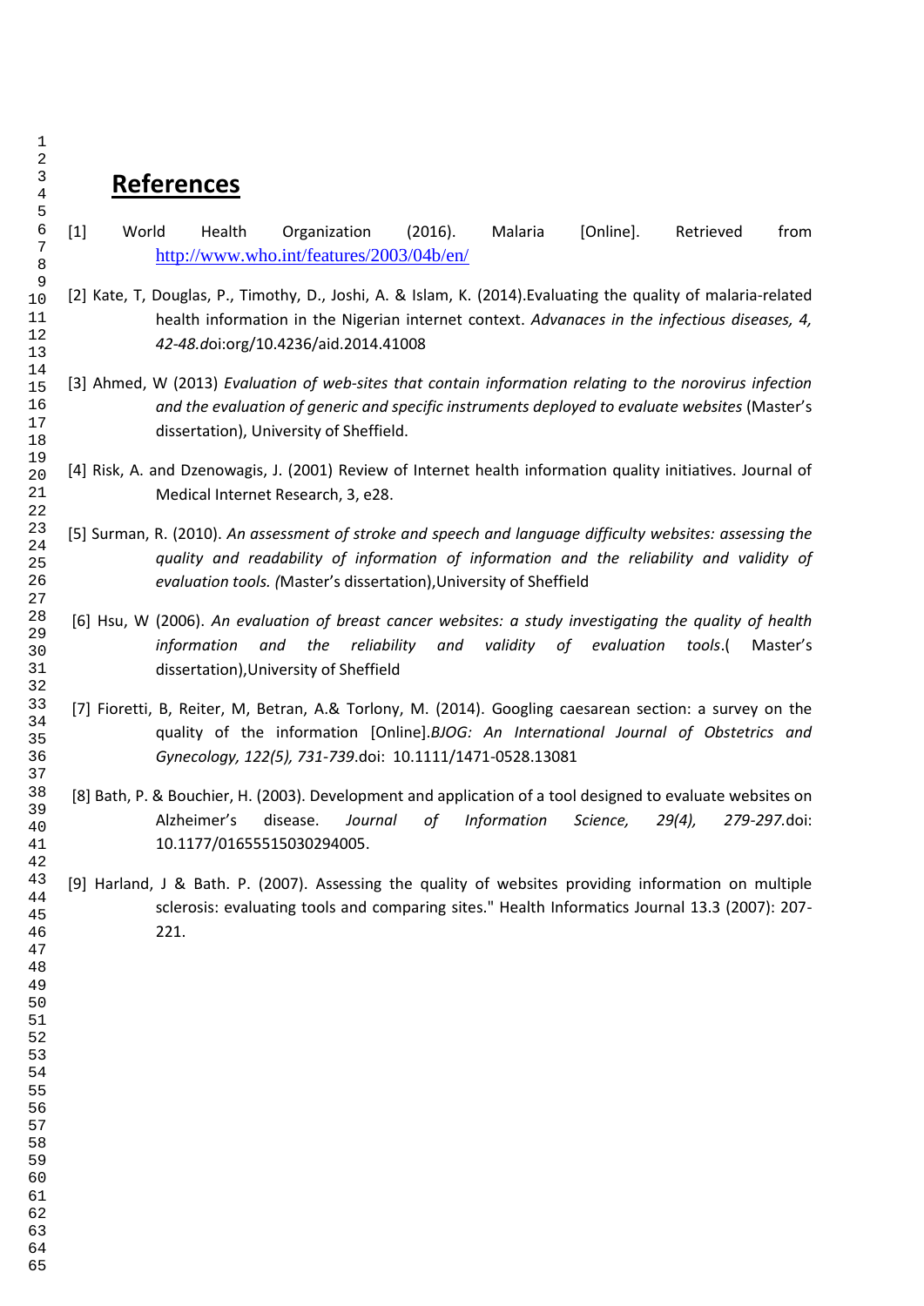# References

[1] World Health Organization (2016). Malaria [Online]. Retrieved from http://www.who.int/features/2003/04b/en/

[2] Kate, T, Douglas, P., Timothy, D., Joshi, A. & Islam, K. (2014).Evaluating the quality of malaria-related health information in the Nigerian internet context. *Advanaces in the infectious diseases, 4, 42-48.d*oi:org/10.4236/aid.2014.41008

[3] Ahmed, W (2013) *Evaluation of web-sites that contain information relating to the norovirus infection and the evaluation of generic and specific instruments deployed to evaluate websites* (Master's dissertation), University of Sheffield.

[4] Risk, A. and Dzenowagis, J. (2001) Review of Internet health information quality initiatives. Journal of Medical Internet Research, 3, e28.

[5] Surman, R. (2010). *An assessment of stroke and speech and language difficulty websites: assessing the quality and readability of information of information and the reliability and validity of evaluation tools. (*Master's dissertation),University of Sheffield

[6] Hsu, W (2006). *An evaluation of breast cancer websites: a study investigating the quality of health information and the reliability and validity of evaluation tools*.( Master's dissertation),University of Sheffield

[7] Fioretti, B, Reiter, M, Betran, A.& Torlony, M. (2014). Googling caesarean section: a survey on the quality of the information [Online].*BJOG: An International Journal of Obstetrics and Gynecology, 122(5), 731-739*.doi: 10.1111/1471-0528.13081

[8] Bath, P. & Bouchier, H. (2003). Development and application of a tool designed to evaluate websites on Alzheimer's disease. *Journal of Information Science, 29(4), 279-297*.doi: 10.1177/01655515030294005.

[9] Harland, J & Bath. P. (2007). Assessing the quality of websites providing information on multiple sclerosis: evaluating tools and comparing sites." Health Informatics Journal 13.3 (2007): 207-221.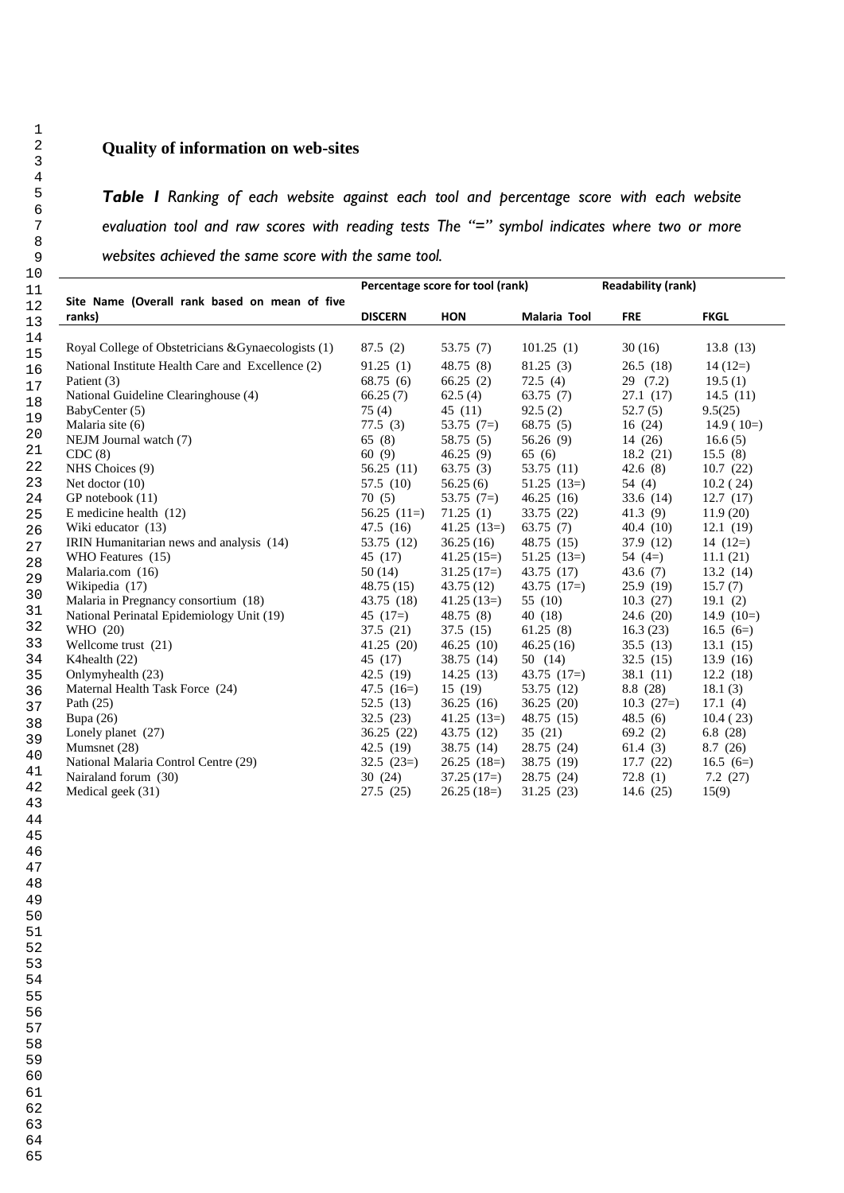### Quality of information on web-sites

***Table I** Ranking of each website against each tool and percentage score with each website evaluation tool and raw scores with reading tests The "=" symbol indicates where two or more websites achieved the same score with the same tool.*

| Site Name (Overall rank based on mean of five ranks) | Percentage score for tool (rank) | | | Readability (rank) | |
|---|---|---|---|---|---|
| | **DISCERN** | **HON** | **Malaria Tool** | **FRE** | **FKGL** |
| Royal College of Obstetricians &Gynaecologists (1) | 87.5 (2) | 53.75 (7) | 101.25 (1) | 30 (16) | 13.8 (13) |
| National Institute Health Care and Excellence (2) | 91.25 (1) | 48.75 (8) | 81.25 (3) | 26.5 (18) | 14 (12=) |
| Patient (3) | 68.75 (6) | 66.25 (2) | 72.5 (4) | 29 (7.2) | 19.5 (1) |
| National Guideline Clearinghouse (4) | 66.25 (7) | 62.5 (4) | 63.75 (7) | 27.1 (17) | 14.5 (11) |
| BabyCenter (5) | 75 (4) | 45 (11) | 92.5 (2) | 52.7 (5) | 9.5(25) |
| Malaria site (6) | 77.5 (3) | 53.75 (7=) | 68.75 (5) | 16 (24) | 14.9 ( 10=) |
| NEJM Journal watch (7) | 65 (8) | 58.75 (5) | 56.26 (9) | 14 (26) | 16.6 (5) |
| CDC (8) | 60 (9) | 46.25 (9) | 65 (6) | 18.2 (21) | 15.5 (8) |
| NHS Choices (9) | 56.25 (11) | 63.75 (3) | 53.75 (11) | 42.6 (8) | 10.7 (22) |
| Net doctor (10) | 57.5 (10) | 56.25 (6) | 51.25 (13=) | 54 (4) | 10.2 ( 24) |
| GP notebook (11) | 70 (5) | 53.75 (7=) | 46.25 (16) | 33.6 (14) | 12.7 (17) |
| E medicine health (12) | 56.25 (11=) | 71.25 (1) | 33.75 (22) | 41.3 (9) | 11.9 (20) |
| Wiki educator (13) | 47.5 (16) | 41.25 (13=) | 63.75 (7) | 40.4 (10) | 12.1 (19) |
| IRIN Humanitarian news and analysis (14) | 53.75 (12) | 36.25 (16) | 48.75 (15) | 37.9 (12) | 14 (12=) |
| WHO Features (15) | 45 (17) | 41.25 (15=) | 51.25 (13=) | 54 (4=) | 11.1 (21) |
| Malaria.com (16) | 50 (14) | 31.25 (17=) | 43.75 (17) | 43.6 (7) | 13.2 (14) |
| Wikipedia (17) | 48.75 (15) | 43.75 (12) | 43.75 (17=) | 25.9 (19) | 15.7 (7) |
| Malaria in Pregnancy consortium (18) | 43.75 (18) | 41.25 (13=) | 55 (10) | 10.3 (27) | 19.1 (2) |
| National Perinatal Epidemiology Unit (19) | 45 (17=) | 48.75 (8) | 40 (18) | 24.6 (20) | 14.9 (10=) |
| WHO (20) | 37.5 (21) | 37.5 (15) | 61.25 (8) | 16.3 (23) | 16.5 (6=) |
| Wellcome trust (21) | 41.25 (20) | 46.25 (10) | 46.25 (16) | 35.5 (13) | 13.1 (15) |
| K4health (22) | 45 (17) | 38.75 (14) | 50 (14) | 32.5 (15) | 13.9 (16) |
| Onlymyhealth (23) | 42.5 (19) | 14.25 (13) | 43.75 (17=) | 38.1 (11) | 12.2 (18) |
| Maternal Health Task Force (24) | 47.5 (16=) | 15 (19) | 53.75 (12) | 8.8 (28) | 18.1 (3) |
| Path (25) | 52.5 (13) | 36.25 (16) | 36.25 (20) | 10.3 (27=) | 17.1 (4) |
| Bupa (26) | 32.5 (23) | 41.25 (13=) | 48.75 (15) | 48.5 (6) | 10.4 ( 23) |
| Lonely planet (27) | 36.25 (22) | 43.75 (12) | 35 (21) | 69.2 (2) | 6.8 (28) |
| Mumsnet (28) | 42.5 (19) | 38.75 (14) | 28.75 (24) | 61.4 (3) | 8.7 (26) |
| National Malaria Control Centre (29) | 32.5 (23=) | 26.25 (18=) | 38.75 (19) | 17.7 (22) | 16.5 (6=) |
| Nairaland forum (30) | 30 (24) | 37.25 (17=) | 28.75 (24) | 72.8 (1) | 7.2 (27) |
| Medical geek (31) | 27.5 (25) | 26.25 (18=) | 31.25 (23) | 14.6 (25) | 15(9) |